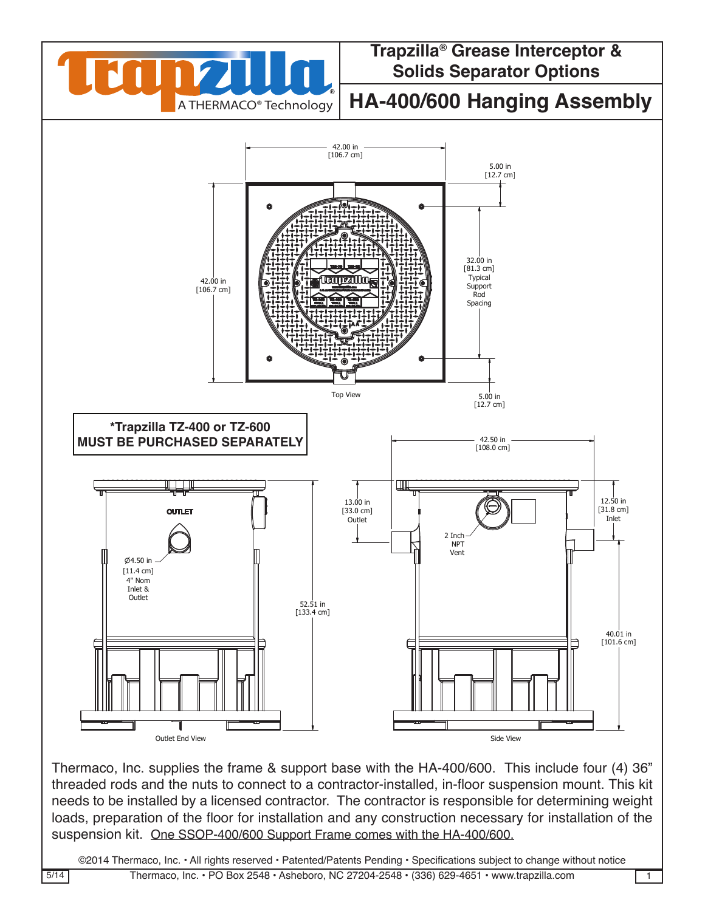# Trapzilla® Grease Interceptor & Solids Separator Options

## HA-400/600 Hanging Assembly

Trapzilla® A THERMACO® Technology

42.00 in [106.7 cm]

5.00 in [12.7 cm]

42.00 in [106.7 cm]

32.00 in [81.3 cm] Typical Support Rod Spacing

5.00 in [12.7 cm]

Top View

**\*Trapzilla TZ-400 or TZ-600 MUST BE PURCHASED SEPARATELY**

42.50 in [108.0 cm]

OUTLET

Ø4.50 in [11.4 cm] 4" Nom Inlet & Outlet

52.51 in [133.4 cm]

13.00 in [33.0 cm] Outlet

2 Inch NPT Vent

12.50 in [31.8 cm] Inlet

40.01 in [101.6 cm]

Outlet End View

Side View

Thermaco, Inc. supplies the frame & support base with the HA-400/600. This include four (4) 36" threaded rods and the nuts to connect to a contractor-installed, in-floor suspension mount. This kit needs to be installed by a licensed contractor. The contractor is responsible for determining weight loads, preparation of the floor for installation and any construction necessary for installation of the suspension kit. <u>One SSOP-400/600 Support Frame comes with the HA-400/600.</u>

©2014 Thermaco, Inc. • All rights reserved • Patented/Patents Pending • Specifications subject to change without notice

5/14 Thermaco, Inc. • PO Box 2548 • Asheboro, NC 27204-2548 • (336) 629-4651 • www.trapzilla.com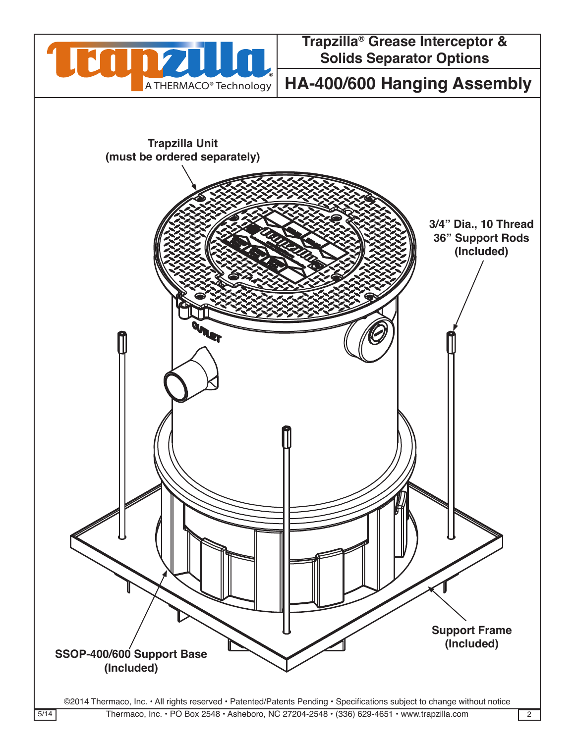# Trapzilla® Grease Interceptor & Solids Separator Options

## HA-400/600 Hanging Assembly

Trapzilla Unit
(must be ordered separately)

3/4" Dia., 10 Thread
36" Support Rods
(Included)

Support Frame
(Included)

SSOP-400/600 Support Base
(Included)

©2014 Thermaco, Inc. • All rights reserved • Patented/Patents Pending • Specifications subject to change without notice

Thermaco, Inc. • PO Box 2548 • Asheboro, NC 27204-2548 • (336) 629-4651 • www.trapzilla.com